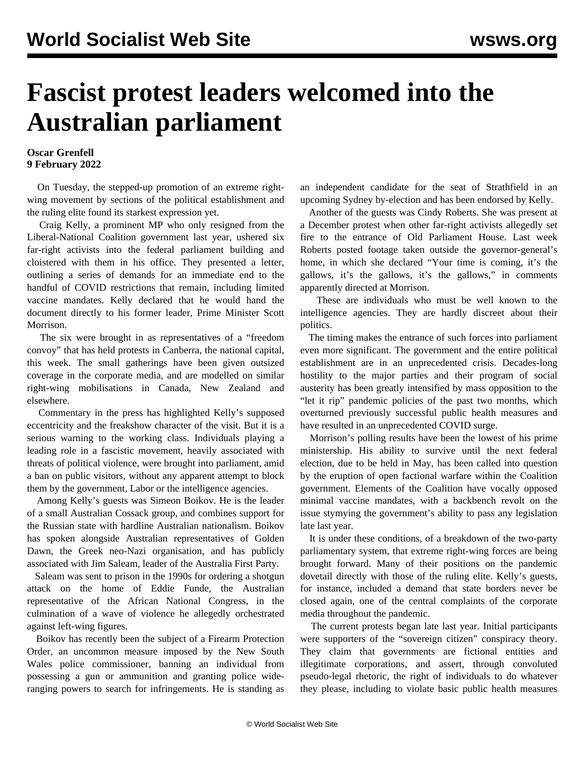# Fascist protest leaders welcomed into the Australian parliament

**Oscar Grenfell**
**9 February 2022**

On Tuesday, the stepped-up promotion of an extreme right-wing movement by sections of the political establishment and the ruling elite found its starkest expression yet.

Craig Kelly, a prominent MP who only resigned from the Liberal-National Coalition government last year, ushered six far-right activists into the federal parliament building and cloistered with them in his office. They presented a letter, outlining a series of demands for an immediate end to the handful of COVID restrictions that remain, including limited vaccine mandates. Kelly declared that he would hand the document directly to his former leader, Prime Minister Scott Morrison.

The six were brought in as representatives of a "freedom convoy" that has held protests in Canberra, the national capital, this week. The small gatherings have been given outsized coverage in the corporate media, and are modelled on similar right-wing mobilisations in Canada, New Zealand and elsewhere.

Commentary in the press has highlighted Kelly's supposed eccentricity and the freakshow character of the visit. But it is a serious warning to the working class. Individuals playing a leading role in a fascistic movement, heavily associated with threats of political violence, were brought into parliament, amid a ban on public visitors, without any apparent attempt to block them by the government, Labor or the intelligence agencies.

Among Kelly's guests was Simeon Boikov. He is the leader of a small Australian Cossack group, and combines support for the Russian state with hardline Australian nationalism. Boikov has spoken alongside Australian representatives of Golden Dawn, the Greek neo-Nazi organisation, and has publicly associated with Jim Saleam, leader of the Australia First Party.

Saleam was sent to prison in the 1990s for ordering a shotgun attack on the home of Eddie Funde, the Australian representative of the African National Congress, in the culmination of a wave of violence he allegedly orchestrated against left-wing figures.

Boikov has recently been the subject of a Firearm Protection Order, an uncommon measure imposed by the New South Wales police commissioner, banning an individual from possessing a gun or ammunition and granting police wide-ranging powers to search for infringements. He is standing as an independent candidate for the seat of Strathfield in an upcoming Sydney by-election and has been endorsed by Kelly.

Another of the guests was Cindy Roberts. She was present at a December protest when other far-right activists allegedly set fire to the entrance of Old Parliament House. Last week Roberts posted footage taken outside the governor-general's home, in which she declared "Your time is coming, it's the gallows, it's the gallows, it's the gallows," in comments apparently directed at Morrison.

These are individuals who must be well known to the intelligence agencies. They are hardly discreet about their politics.

The timing makes the entrance of such forces into parliament even more significant. The government and the entire political establishment are in an unprecedented crisis. Decades-long hostility to the major parties and their program of social austerity has been greatly intensified by mass opposition to the "let it rip" pandemic policies of the past two months, which overturned previously successful public health measures and have resulted in an unprecedented COVID surge.

Morrison's polling results have been the lowest of his prime ministership. His ability to survive until the next federal election, due to be held in May, has been called into question by the eruption of open factional warfare within the Coalition government. Elements of the Coalition have vocally opposed minimal vaccine mandates, with a backbench revolt on the issue stymying the government's ability to pass any legislation late last year.

It is under these conditions, of a breakdown of the two-party parliamentary system, that extreme right-wing forces are being brought forward. Many of their positions on the pandemic dovetail directly with those of the ruling elite. Kelly's guests, for instance, included a demand that state borders never be closed again, one of the central complaints of the corporate media throughout the pandemic.

The current protests began late last year. Initial participants were supporters of the "sovereign citizen" conspiracy theory. They claim that governments are fictional entities and illegitimate corporations, and assert, through convoluted pseudo-legal rhetoric, the right of individuals to do whatever they please, including to violate basic public health measures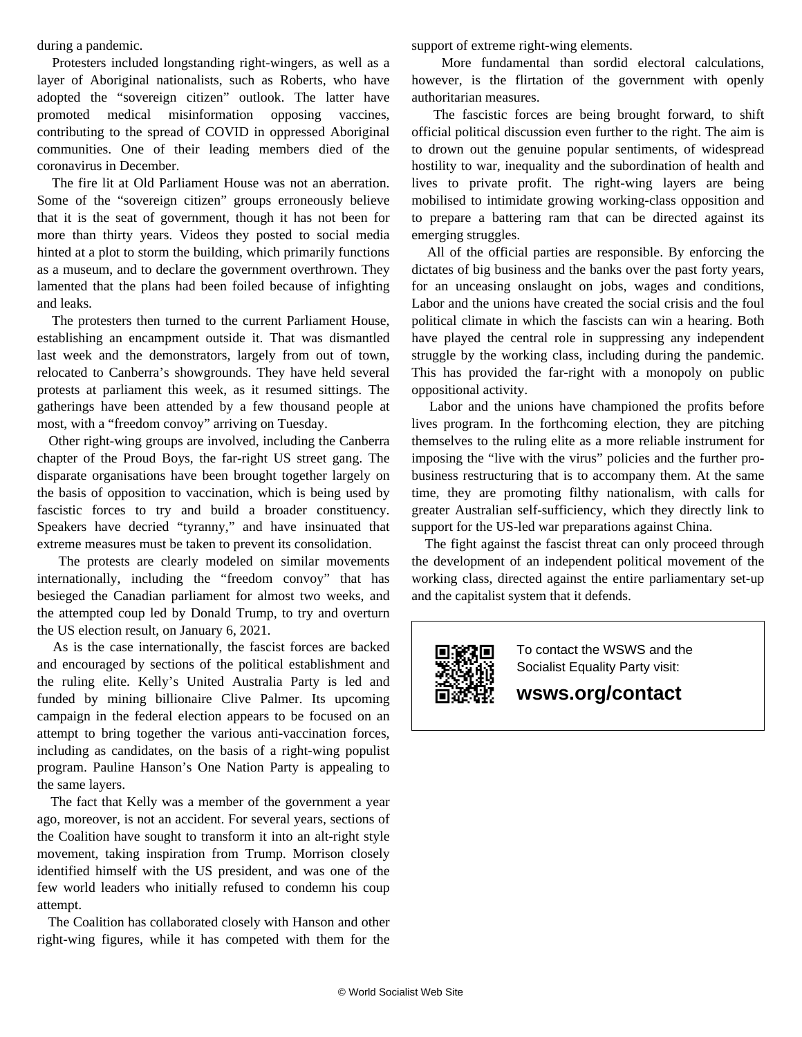during a pandemic.

Protesters included longstanding right-wingers, as well as a layer of Aboriginal nationalists, such as Roberts, who have adopted the “sovereign citizen” outlook. The latter have promoted medical misinformation opposing vaccines, contributing to the spread of COVID in oppressed Aboriginal communities. One of their leading members died of the coronavirus in December.

The fire lit at Old Parliament House was not an aberration. Some of the “sovereign citizen” groups erroneously believe that it is the seat of government, though it has not been for more than thirty years. Videos they posted to social media hinted at a plot to storm the building, which primarily functions as a museum, and to declare the government overthrown. They lamented that the plans had been foiled because of infighting and leaks.

The protesters then turned to the current Parliament House, establishing an encampment outside it. That was dismantled last week and the demonstrators, largely from out of town, relocated to Canberra’s showgrounds. They have held several protests at parliament this week, as it resumed sittings. The gatherings have been attended by a few thousand people at most, with a “freedom convoy” arriving on Tuesday.

Other right-wing groups are involved, including the Canberra chapter of the Proud Boys, the far-right US street gang. The disparate organisations have been brought together largely on the basis of opposition to vaccination, which is being used by fascistic forces to try and build a broader constituency. Speakers have decried “tyranny,” and have insinuated that extreme measures must be taken to prevent its consolidation.

The protests are clearly modeled on similar movements internationally, including the “freedom convoy” that has besieged the Canadian parliament for almost two weeks, and the attempted coup led by Donald Trump, to try and overturn the US election result, on January 6, 2021.

As is the case internationally, the fascist forces are backed and encouraged by sections of the political establishment and the ruling elite. Kelly’s United Australia Party is led and funded by mining billionaire Clive Palmer. Its upcoming campaign in the federal election appears to be focused on an attempt to bring together the various anti-vaccination forces, including as candidates, on the basis of a right-wing populist program. Pauline Hanson’s One Nation Party is appealing to the same layers.

The fact that Kelly was a member of the government a year ago, moreover, is not an accident. For several years, sections of the Coalition have sought to transform it into an alt-right style movement, taking inspiration from Trump. Morrison closely identified himself with the US president, and was one of the few world leaders who initially refused to condemn his coup attempt.

The Coalition has collaborated closely with Hanson and other right-wing figures, while it has competed with them for the support of extreme right-wing elements.

More fundamental than sordid electoral calculations, however, is the flirtation of the government with openly authoritarian measures.

The fascistic forces are being brought forward, to shift official political discussion even further to the right. The aim is to drown out the genuine popular sentiments, of widespread hostility to war, inequality and the subordination of health and lives to private profit. The right-wing layers are being mobilised to intimidate growing working-class opposition and to prepare a battering ram that can be directed against its emerging struggles.

All of the official parties are responsible. By enforcing the dictates of big business and the banks over the past forty years, for an unceasing onslaught on jobs, wages and conditions, Labor and the unions have created the social crisis and the foul political climate in which the fascists can win a hearing. Both have played the central role in suppressing any independent struggle by the working class, including during the pandemic. This has provided the far-right with a monopoly on public oppositional activity.

Labor and the unions have championed the profits before lives program. In the forthcoming election, they are pitching themselves to the ruling elite as a more reliable instrument for imposing the “live with the virus” policies and the further pro-business restructuring that is to accompany them. At the same time, they are promoting filthy nationalism, with calls for greater Australian self-sufficiency, which they directly link to support for the US-led war preparations against China.

The fight against the fascist threat can only proceed through the development of an independent political movement of the working class, directed against the entire parliamentary set-up and the capitalist system that it defends.

To contact the WSWS and the Socialist Equality Party visit:

**wsws.org/contact**